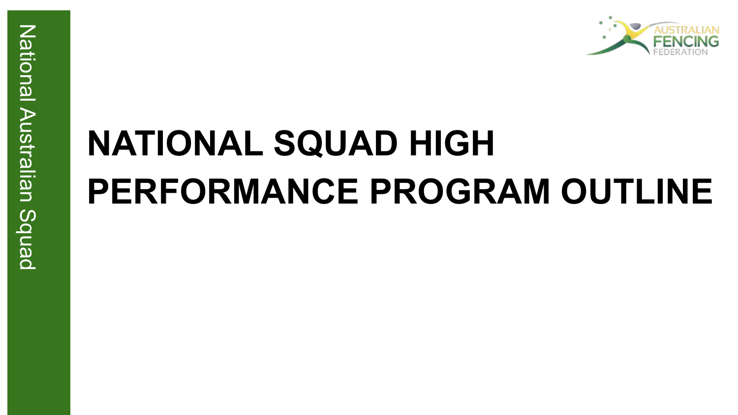National Australian Squad

AUSTRALIAN FENCING FEDERATION

# NATIONAL SQUAD HIGH PERFORMANCE PROGRAM OUTLINE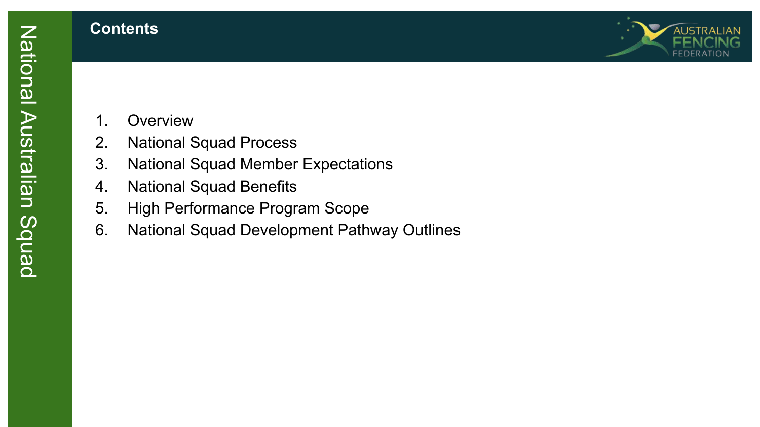# Contents

1. Overview
2. National Squad Process
3. National Squad Member Expectations
4. National Squad Benefits
5. High Performance Program Scope
6. National Squad Development Pathway Outlines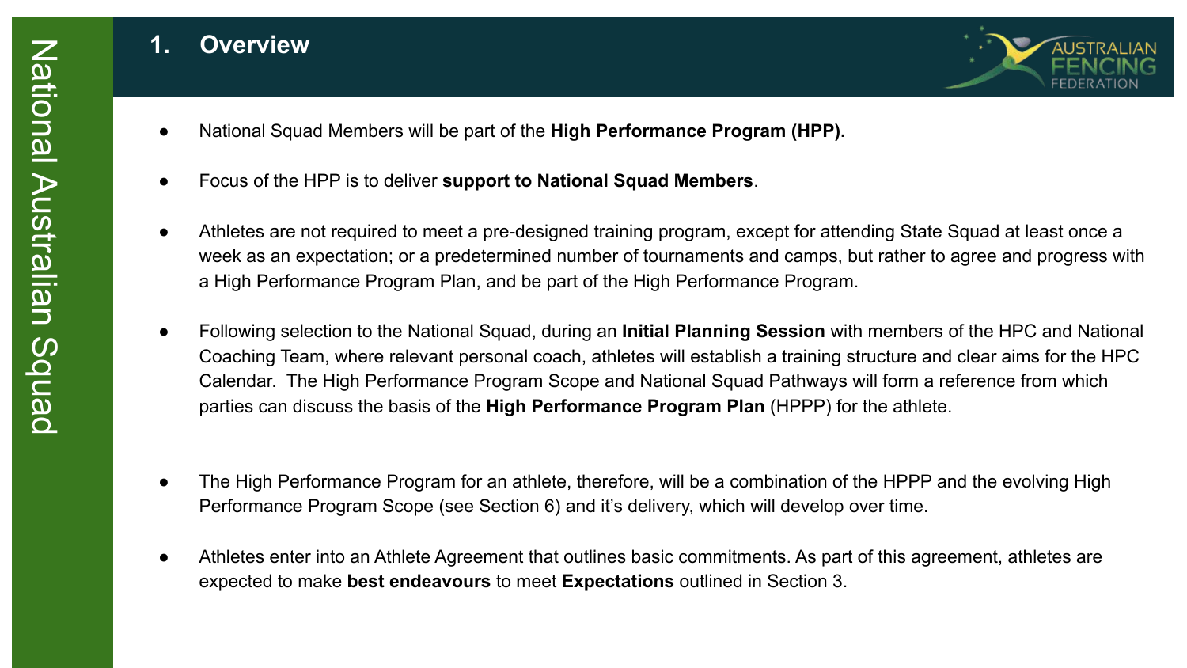# 1. Overview

- National Squad Members will be part of the **High Performance Program (HPP).**
- Focus of the HPP is to deliver **support to National Squad Members**.
- Athletes are not required to meet a pre-designed training program, except for attending State Squad at least once a week as an expectation; or a predetermined number of tournaments and camps, but rather to agree and progress with a High Performance Program Plan, and be part of the High Performance Program.
- Following selection to the National Squad, during an **Initial Planning Session** with members of the HPC and National Coaching Team, where relevant personal coach, athletes will establish a training structure and clear aims for the HPC Calendar. The High Performance Program Scope and National Squad Pathways will form a reference from which parties can discuss the basis of the **High Performance Program Plan** (HPPP) for the athlete.
- The High Performance Program for an athlete, therefore, will be a combination of the HPPP and the evolving High Performance Program Scope (see Section 6) and it's delivery, which will develop over time.
- Athletes enter into an Athlete Agreement that outlines basic commitments. As part of this agreement, athletes are expected to make **best endeavours** to meet **Expectations** outlined in Section 3.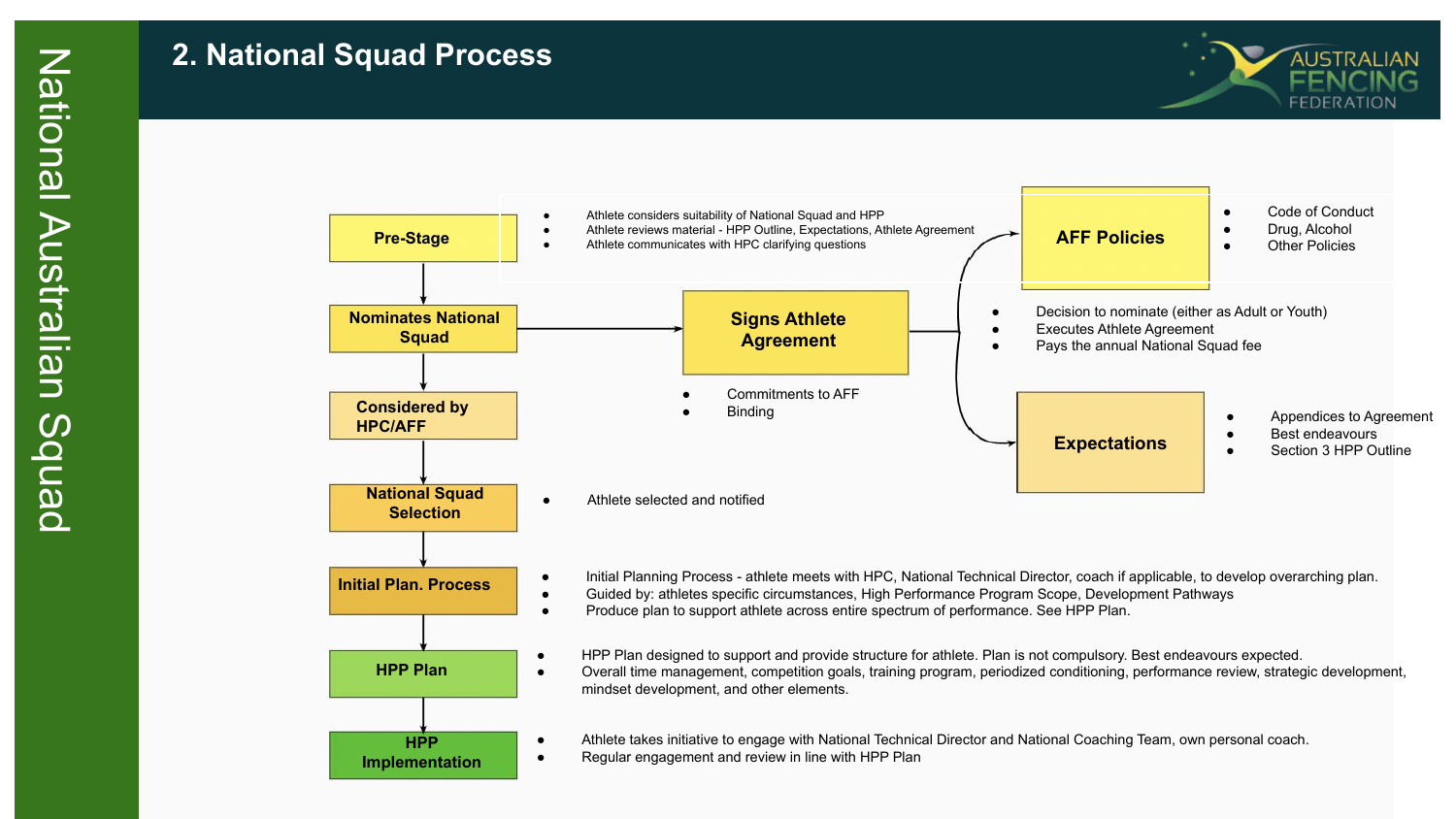# National Australian Squad

## 2. National Squad Process

AUSTRALIAN FENCING FEDERATION

**Pre-Stage**

- Athlete considers suitability of National Squad and HPP
- Athlete reviews material - HPP Outline, Expectations, Athlete Agreement
- Athlete communicates with HPC clarifying questions

**Nominates National Squad**

**Signs Athlete Agreement**

- Commitments to AFF
- Binding

- Decision to nominate (either as Adult or Youth)
- Executes Athlete Agreement
- Pays the annual National Squad fee

**AFF Policies**

- Code of Conduct
- Drug, Alcohol
- Other Policies

**Expectations**

- Appendices to Agreement
- Best endeavours
- Section 3 HPP Outline

**Considered by HPC/AFF**

**National Squad Selection**

- Athlete selected and notified

**Initial Plan. Process**

- Initial Planning Process - athlete meets with HPC, National Technical Director, coach if applicable, to develop overarching plan.
- Guided by: athletes specific circumstances, High Performance Program Scope, Development Pathways
- Produce plan to support athlete across entire spectrum of performance. See HPP Plan.

**HPP Plan**

- HPP Plan designed to support and provide structure for athlete. Plan is not compulsory. Best endeavours expected.
- Overall time management, competition goals, training program, periodized conditioning, performance review, strategic development, mindset development, and other elements.

**HPP Implementation**

- Athlete takes initiative to engage with National Technical Director and National Coaching Team, own personal coach.
- Regular engagement and review in line with HPP Plan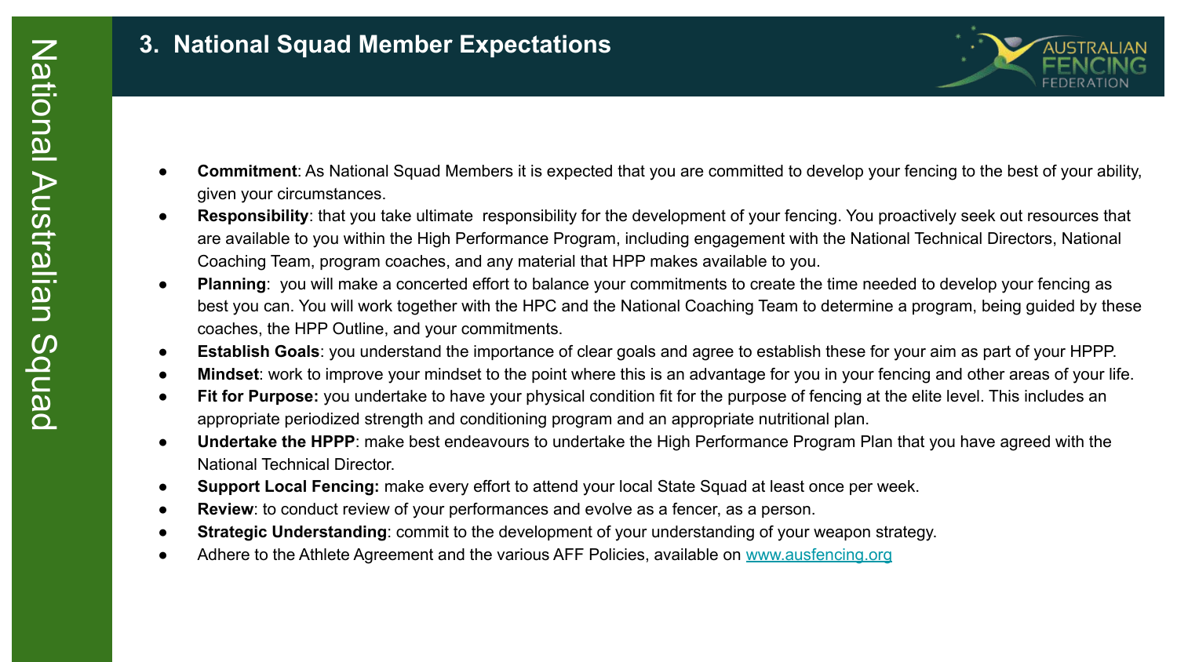## 3. National Squad Member Expectations

- **Commitment**: As National Squad Members it is expected that you are committed to develop your fencing to the best of your ability, given your circumstances.
- **Responsibility**: that you take ultimate responsibility for the development of your fencing. You proactively seek out resources that are available to you within the High Performance Program, including engagement with the National Technical Directors, National Coaching Team, program coaches, and any material that HPP makes available to you.
- **Planning**: you will make a concerted effort to balance your commitments to create the time needed to develop your fencing as best you can. You will work together with the HPC and the National Coaching Team to determine a program, being guided by these coaches, the HPP Outline, and your commitments.
- **Establish Goals**: you understand the importance of clear goals and agree to establish these for your aim as part of your HPPP.
- **Mindset**: work to improve your mindset to the point where this is an advantage for you in your fencing and other areas of your life.
- **Fit for Purpose:** you undertake to have your physical condition fit for the purpose of fencing at the elite level. This includes an appropriate periodized strength and conditioning program and an appropriate nutritional plan.
- **Undertake the HPPP**: make best endeavours to undertake the High Performance Program Plan that you have agreed with the National Technical Director.
- **Support Local Fencing:** make every effort to attend your local State Squad at least once per week.
- **Review**: to conduct review of your performances and evolve as a fencer, as a person.
- **Strategic Understanding**: commit to the development of your understanding of your weapon strategy.
- Adhere to the Athlete Agreement and the various AFF Policies, available on [www.ausfencing.org](http://www.ausfencing.org)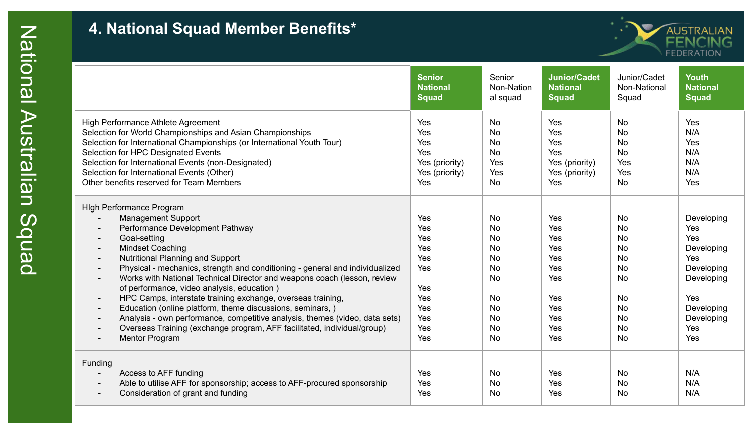National Australian Squad

## 4. National Squad Member Benefits*

| | Senior National Squad | Senior Non-National squad | Junior/Cadet National Squad | Junior/Cadet Non-National Squad | Youth National Squad |
|---|---|---|---|---|---|
| High Performance Athlete Agreement | Yes | No | Yes | No | Yes |
| Selection for World Championships and Asian Championships | Yes | No | Yes | No | N/A |
| Selection for International Championships (or International Youth Tour) | Yes | No | Yes | No | Yes |
| Selection for HPC Designated Events | Yes | No | Yes | No | N/A |
| Selection for International Events (non-Designated) | Yes (priority) | Yes | Yes (priority) | Yes | N/A |
| Selection for International Events (Other) | Yes (priority) | Yes | Yes (priority) | Yes | N/A |
| Other benefits reserved for Team Members | Yes | No | Yes | No | Yes |
| **HIgh Performance Program** | | | | | |
| - Management Support | Yes | No | Yes | No | Developing |
| - Performance Development Pathway | Yes | No | Yes | No | Yes |
| - Goal-setting | Yes | No | Yes | No | Yes |
| - Mindset Coaching | Yes | No | Yes | No | Developing |
| - Nutritional Planning and Support | Yes | No | Yes | No | Yes |
| - Physical - mechanics, strength and conditioning - general and individualized | Yes | No | Yes | No | Developing |
| - Works with National Technical Director and weapons coach (lesson, review of performance, video analysis, education ) | Yes | No | Yes | No | Developing |
| - HPC Camps, interstate training exchange, overseas training, | Yes | No | Yes | No | Yes |
| - Education (online platform, theme discussions, seminars, ) | Yes | No | Yes | No | Developing |
| - Analysis - own performance, competitive analysis, themes (video, data sets) | Yes | No | Yes | No | Developing |
| - Overseas Training (exchange program, AFF facilitated, individual/group) | Yes | No | Yes | No | Yes |
| - Mentor Program | Yes | No | Yes | No | Yes |
| **Funding** | | | | | |
| - Access to AFF funding | Yes | No | Yes | No | N/A |
| - Able to utilise AFF for sponsorship; access to AFF-procured sponsorship | Yes | No | Yes | No | N/A |
| - Consideration of grant and funding | Yes | No | Yes | No | N/A |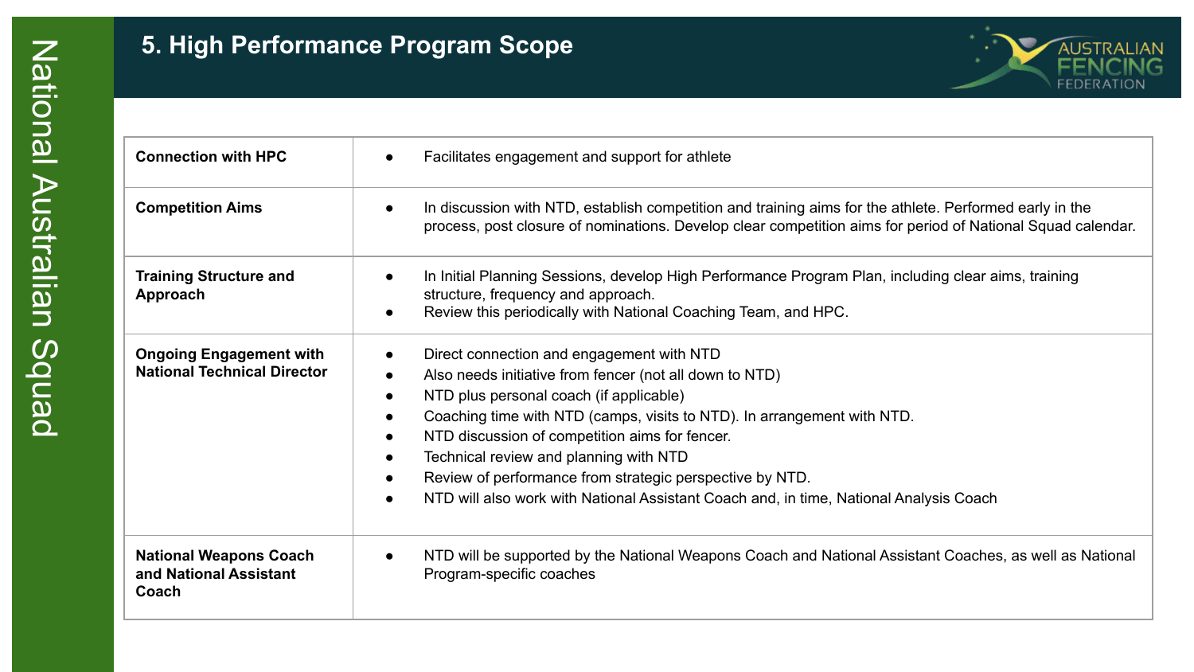## 5. High Performance Program Scope

| | |
|---|---|
| **Connection with HPC** | • Facilitates engagement and support for athlete |
| **Competition Aims** | • In discussion with NTD, establish competition and training aims for the athlete. Performed early in the process, post closure of nominations. Develop clear competition aims for period of National Squad calendar. |
| **Training Structure and Approach** | • In Initial Planning Sessions, develop High Performance Program Plan, including clear aims, training structure, frequency and approach.<br>• Review this periodically with National Coaching Team, and HPC. |
| **Ongoing Engagement with National Technical Director** | • Direct connection and engagement with NTD<br>• Also needs initiative from fencer (not all down to NTD)<br>• NTD plus personal coach (if applicable)<br>• Coaching time with NTD (camps, visits to NTD). In arrangement with NTD.<br>• NTD discussion of competition aims for fencer.<br>• Technical review and planning with NTD<br>• Review of performance from strategic perspective by NTD.<br>• NTD will also work with National Assistant Coach and, in time, National Analysis Coach |
| **National Weapons Coach and National Assistant Coach** | • NTD will be supported by the National Weapons Coach and National Assistant Coaches, as well as National Program-specific coaches |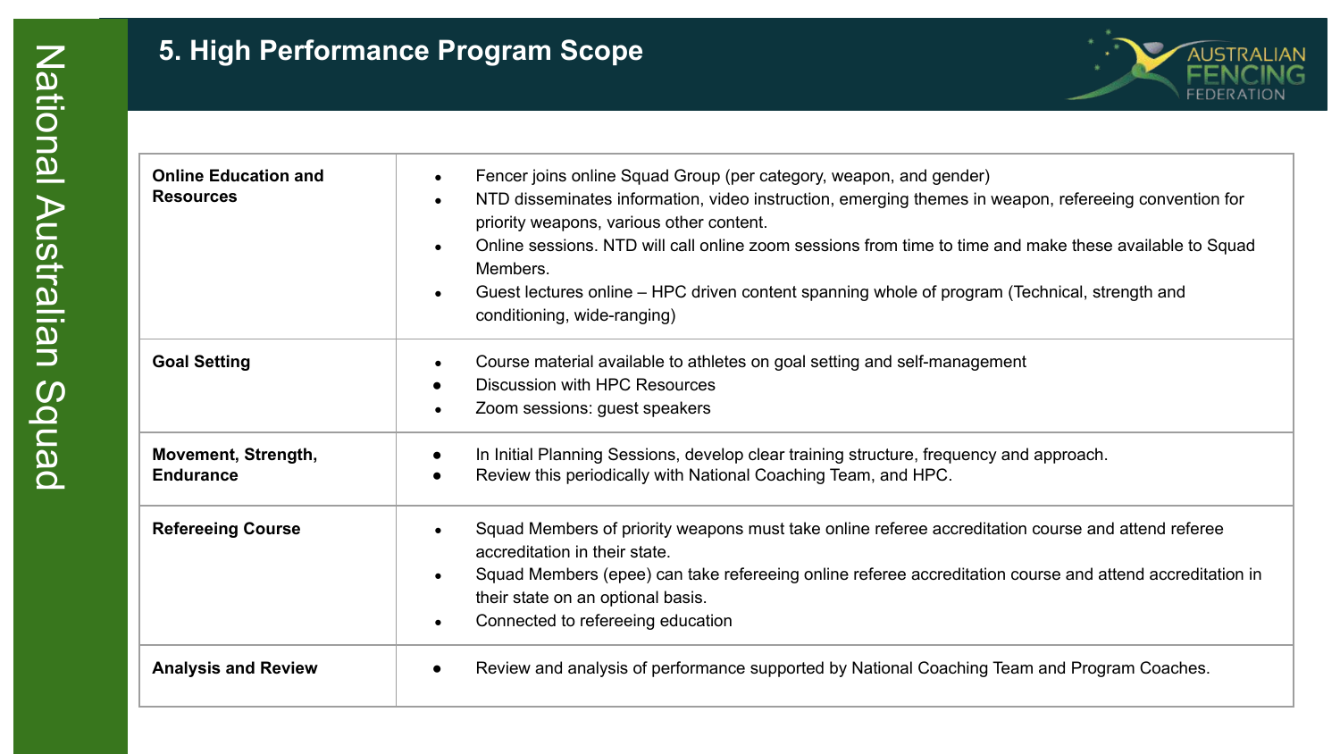# 5. High Performance Program Scope

| | |
|---|---|
| **Online Education and Resources** | • Fencer joins online Squad Group (per category, weapon, and gender)<br>• NTD disseminates information, video instruction, emerging themes in weapon, refereeing convention for priority weapons, various other content.<br>• Online sessions. NTD will call online zoom sessions from time to time and make these available to Squad Members.<br>• Guest lectures online – HPC driven content spanning whole of program (Technical, strength and conditioning, wide-ranging) |
| **Goal Setting** | • Course material available to athletes on goal setting and self-management<br>• Discussion with HPC Resources<br>• Zoom sessions: guest speakers |
| **Movement, Strength, Endurance** | • In Initial Planning Sessions, develop clear training structure, frequency and approach.<br>• Review this periodically with National Coaching Team, and HPC. |
| **Refereeing Course** | • Squad Members of priority weapons must take online referee accreditation course and attend referee accreditation in their state.<br>• Squad Members (epee) can take refereeing online referee accreditation course and attend accreditation in their state on an optional basis.<br>• Connected to refereeing education |
| **Analysis and Review** | • Review and analysis of performance supported by National Coaching Team and Program Coaches. |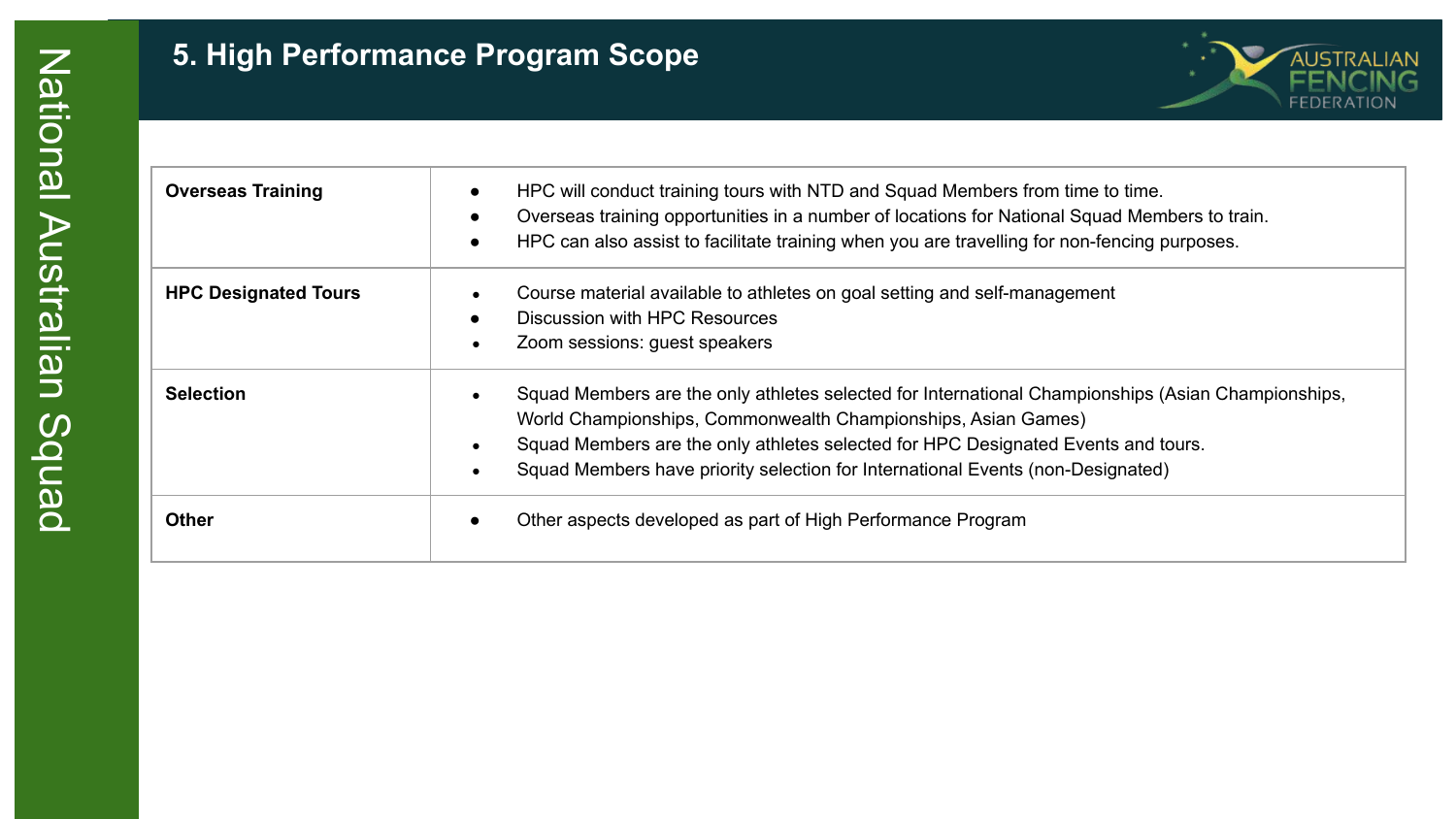## 5. High Performance Program Scope

| | |
|---|---|
| **Overseas Training** | • HPC will conduct training tours with NTD and Squad Members from time to time.<br>• Overseas training opportunities in a number of locations for National Squad Members to train.<br>• HPC can also assist to facilitate training when you are travelling for non-fencing purposes. |
| **HPC Designated Tours** | • Course material available to athletes on goal setting and self-management<br>• Discussion with HPC Resources<br>• Zoom sessions: guest speakers |
| **Selection** | • Squad Members are the only athletes selected for International Championships (Asian Championships, World Championships, Commonwealth Championships, Asian Games)<br>• Squad Members are the only athletes selected for HPC Designated Events and tours.<br>• Squad Members have priority selection for International Events (non-Designated) |
| **Other** | • Other aspects developed as part of High Performance Program |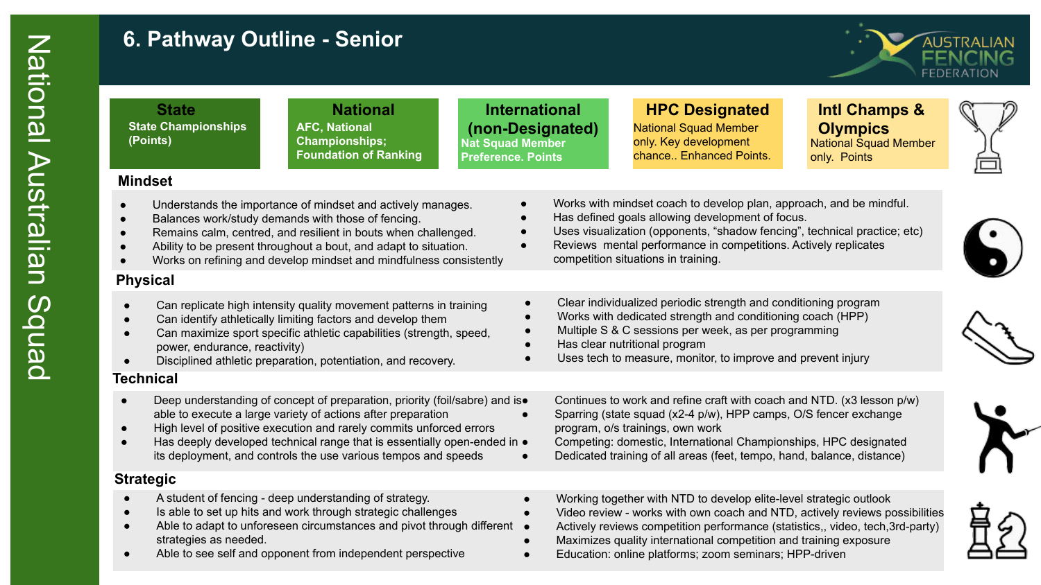# 6. Pathway Outline - Senior

National Australian Squad

| State | National | International (non-Designated) | HPC Designated | Intl Champs & Olympics |
|---|---|---|---|---|
| State Championships (Points) | AFC, National Championships; Foundation of Ranking | Nat Squad Member Preference. Points | National Squad Member only. Key development chance.. Enhanced Points. | National Squad Member only. Points |

## Mindset

- Understands the importance of mindset and actively manages.
- Balances work/study demands with those of fencing.
- Remains calm, centred, and resilient in bouts when challenged.
- Ability to be present throughout a bout, and adapt to situation.
- Works on refining and develop mindset and mindfulness consistently

- Works with mindset coach to develop plan, approach, and be mindful.
- Has defined goals allowing development of focus.
- Uses visualization (opponents, "shadow fencing", technical practice; etc)
- Reviews mental performance in competitions. Actively replicates competition situations in training.

## Physical

- Can replicate high intensity quality movement patterns in training
- Can identify athletically limiting factors and develop them
- Can maximize sport specific athletic capabilities (strength, speed, power, endurance, reactivity)
- Disciplined athletic preparation, potentiation, and recovery.

- Clear individualized periodic strength and conditioning program
- Works with dedicated strength and conditioning coach (HPP)
- Multiple S & C sessions per week, as per programming
- Has clear nutritional program
- Uses tech to measure, monitor, to improve and prevent injury

## Technical

- Deep understanding of concept of preparation, priority (foil/sabre) and is able to execute a large variety of actions after preparation
- High level of positive execution and rarely commits unforced errors
- Has deeply developed technical range that is essentially open-ended in its deployment, and controls the use various tempos and speeds

- Continues to work and refine craft with coach and NTD. (x3 lesson p/w)
- Sparring (state squad (x2-4 p/w), HPP camps, O/S fencer exchange program, o/s trainings, own work
- Competing: domestic, International Championships, HPC designated
- Dedicated training of all areas (feet, tempo, hand, balance, distance)

## Strategic

- A student of fencing - deep understanding of strategy.
- Is able to set up hits and work through strategic challenges
- Able to adapt to unforeseen circumstances and pivot through different strategies as needed.
- Able to see self and opponent from independent perspective

- Working together with NTD to develop elite-level strategic outlook
- Video review - works with own coach and NTD, actively reviews possibilities
- Actively reviews competition performance (statistics,, video, tech,3rd-party)
- Maximizes quality international competition and training exposure
- Education: online platforms; zoom seminars; HPP-driven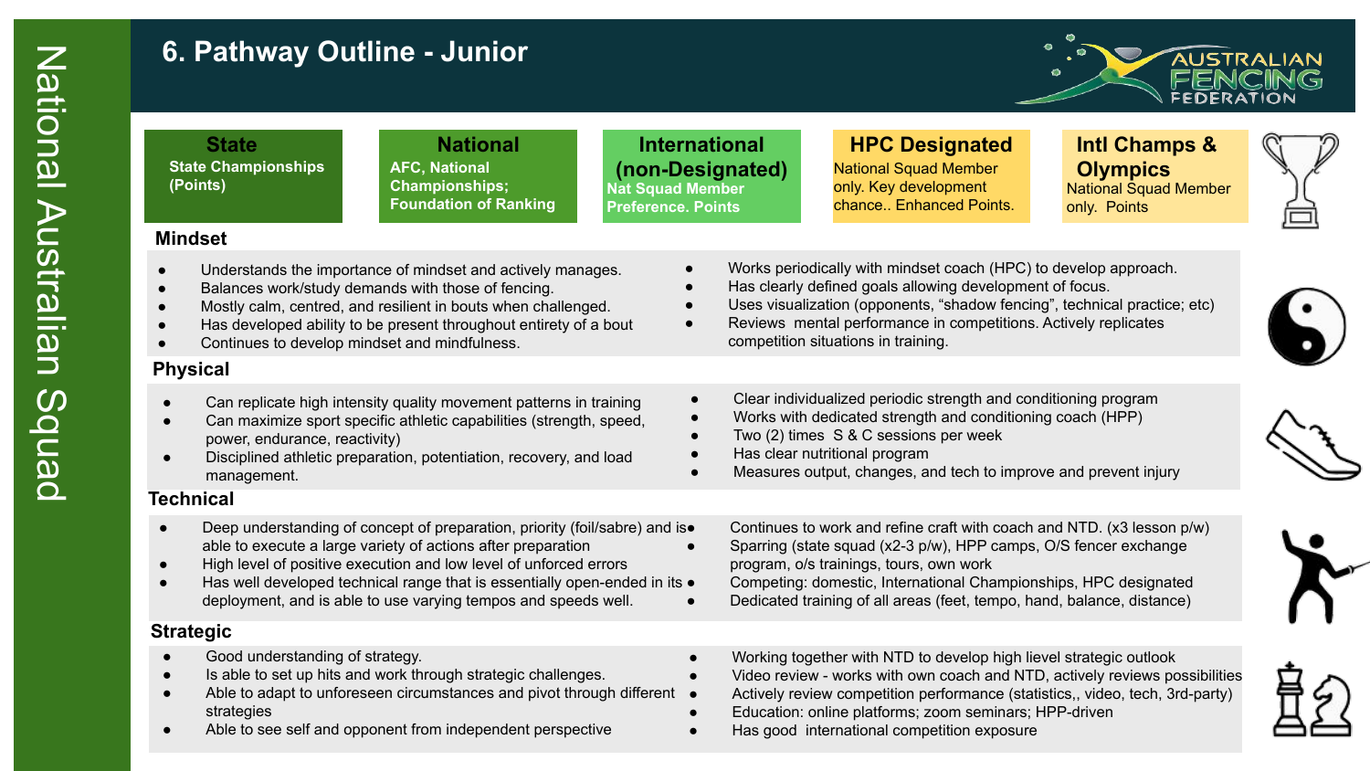National Australian Squad

# 6. Pathway Outline - Junior

| State | National | International (non-Designated) | HPC Designated | Intl Champs & Olympics |
|---|---|---|---|---|
| State Championships (Points) | AFC, National Championships; Foundation of Ranking | Nat Squad Member Preference. Points | National Squad Member only. Key development chance.. Enhanced Points. | National Squad Member only. Points |

### Mindset

- Understands the importance of mindset and actively manages.
- Balances work/study demands with those of fencing.
- Mostly calm, centred, and resilient in bouts when challenged.
- Has developed ability to be present throughout entirety of a bout
- Continues to develop mindset and mindfulness.

- Works periodically with mindset coach (HPC) to develop approach.
- Has clearly defined goals allowing development of focus.
- Uses visualization (opponents, "shadow fencing", technical practice; etc)
- Reviews mental performance in competitions. Actively replicates competition situations in training.

### Physical

- Can replicate high intensity quality movement patterns in training
- Can maximize sport specific athletic capabilities (strength, speed, power, endurance, reactivity)
- Disciplined athletic preparation, potentiation, recovery, and load management.

- Clear individualized periodic strength and conditioning program
- Works with dedicated strength and conditioning coach (HPP)
- Two (2) times S & C sessions per week
- Has clear nutritional program
- Measures output, changes, and tech to improve and prevent injury

### Technical

- Deep understanding of concept of preparation, priority (foil/sabre) and is able to execute a large variety of actions after preparation
- High level of positive execution and low level of unforced errors
- Has well developed technical range that is essentially open-ended in its deployment, and is able to use varying tempos and speeds well.

- Continues to work and refine craft with coach and NTD. (x3 lesson p/w)
- Sparring (state squad (x2-3 p/w), HPP camps, O/S fencer exchange program, o/s trainings, tours, own work
- Competing: domestic, International Championships, HPC designated
- Dedicated training of all areas (feet, tempo, hand, balance, distance)

### Strategic

- Good understanding of strategy.
- Is able to set up hits and work through strategic challenges.
- Able to adapt to unforeseen circumstances and pivot through different strategies
- Able to see self and opponent from independent perspective

- Working together with NTD to develop high lievel strategic outlook
- Video review - works with own coach and NTD, actively reviews possibilities
- Actively review competition performance (statistics,, video, tech, 3rd-party)
- Education: online platforms; zoom seminars; HPP-driven
- Has good international competition exposure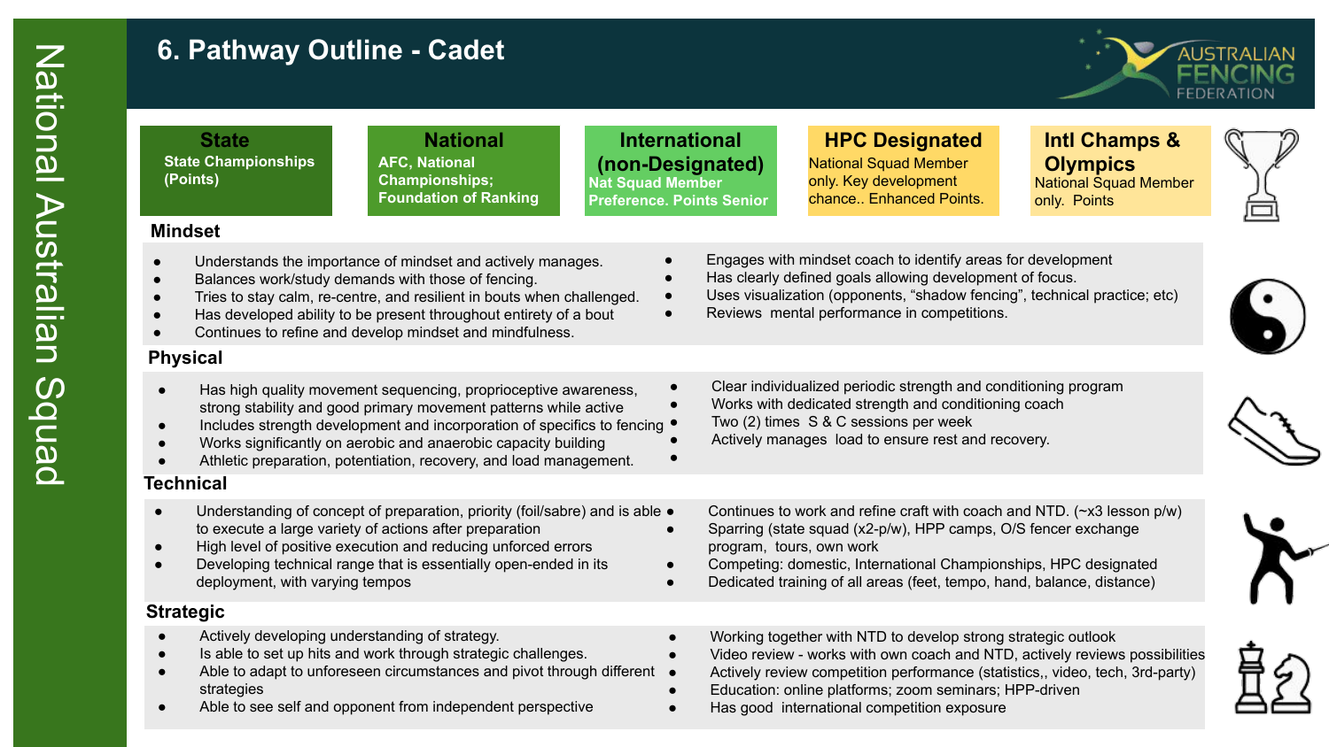National Australian Squad

# 6. Pathway Outline - Cadet

AUSTRALIAN FENCING FEDERATION

| State | National | International (non-Designated) | HPC Designated | Intl Champs & Olympics |
|---|---|---|---|---|
| State Championships (Points) | AFC, National Championships; Foundation of Ranking | Nat Squad Member Preference. Points Senior | National Squad Member only. Key development chance.. Enhanced Points. | National Squad Member only. Points |

## Mindset

- Understands the importance of mindset and actively manages.
- Balances work/study demands with those of fencing.
- Tries to stay calm, re-centre, and resilient in bouts when challenged.
- Has developed ability to be present throughout entirety of a bout
- Continues to refine and develop mindset and mindfulness.

- Engages with mindset coach to identify areas for development
- Has clearly defined goals allowing development of focus.
- Uses visualization (opponents, "shadow fencing", technical practice; etc)
- Reviews mental performance in competitions.

## Physical

- Has high quality movement sequencing, proprioceptive awareness, strong stability and good primary movement patterns while active
- Includes strength development and incorporation of specifics to fencing
- Works significantly on aerobic and anaerobic capacity building
- Athletic preparation, potentiation, recovery, and load management.

- Clear individualized periodic strength and conditioning program
- Works with dedicated strength and conditioning coach
- Two (2) times S & C sessions per week
- Actively manages load to ensure rest and recovery.

## Technical

- Understanding of concept of preparation, priority (foil/sabre) and is able to execute a large variety of actions after preparation
- High level of positive execution and reducing unforced errors
- Developing technical range that is essentially open-ended in its deployment, with varying tempos

- Continues to work and refine craft with coach and NTD. (~x3 lesson p/w)
- Sparring (state squad (x2-p/w), HPP camps, O/S fencer exchange program, tours, own work
- Competing: domestic, International Championships, HPC designated
- Dedicated training of all areas (feet, tempo, hand, balance, distance)

## Strategic

- Actively developing understanding of strategy.
- Is able to set up hits and work through strategic challenges.
- Able to adapt to unforeseen circumstances and pivot through different strategies
- Able to see self and opponent from independent perspective

- Working together with NTD to develop strong strategic outlook
- Video review - works with own coach and NTD, actively reviews possibilities
- Actively review competition performance (statistics,, video, tech, 3rd-party)
- Education: online platforms; zoom seminars; HPP-driven
- Has good international competition exposure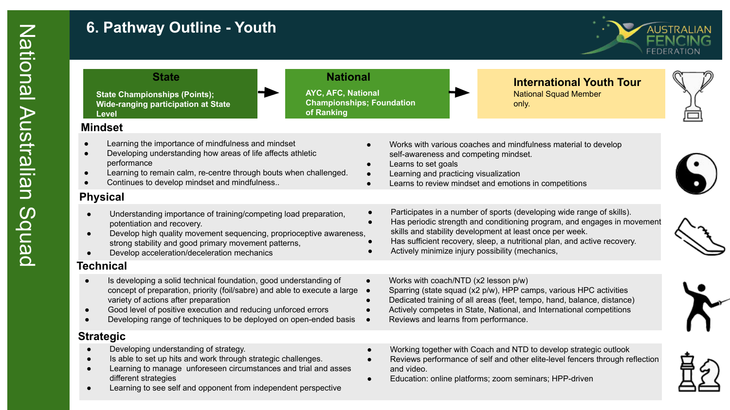National Australian Squad

# 6. Pathway Outline - Youth

AUSTRALIAN FENCING FEDERATION

**State**

**State Championships (Points); Wide-ranging participation at State Level**

→

**National**

**AYC, AFC, National Championships; Foundation of Ranking**

→

**International Youth Tour**

National Squad Member only.

## Mindset

- Learning the importance of mindfulness and mindset
- Developing understanding how areas of life affects athletic performance
- Learning to remain calm, re-centre through bouts when challenged.
- Continues to develop mindset and mindfulness..

- Works with various coaches and mindfulness material to develop self-awareness and competing mindset.
- Learns to set goals
- Learning and practicing visualization
- Learns to review mindset and emotions in competitions

## Physical

- Understanding importance of training/competing load preparation, potentiation and recovery.
- Develop high quality movement sequencing, proprioceptive awareness, strong stability and good primary movement patterns,
- Develop acceleration/deceleration mechanics

- Participates in a number of sports (developing wide range of skills).
- Has periodic strength and conditioning program, and engages in movement skills and stability development at least once per week.
- Has sufficient recovery, sleep, a nutritional plan, and active recovery.
- Actively minimize injury possibility (mechanics,

## Technical

- Is developing a solid technical foundation, good understanding of concept of preparation, priority (foil/sabre) and able to execute a large variety of actions after preparation
- Good level of positive execution and reducing unforced errors
- Developing range of techniques to be deployed on open-ended basis

- Works with coach/NTD (x2 lesson p/w)
- Sparring (state squad (x2 p/w), HPP camps, various HPC activities
- Dedicated training of all areas (feet, tempo, hand, balance, distance)
- Actively competes in State, National, and International competitions
- Reviews and learns from performance.

## Strategic

- Developing understanding of strategy.
- Is able to set up hits and work through strategic challenges.
- Learning to manage unforeseen circumstances and trial and asses different strategies
- Learning to see self and opponent from independent perspective

- Working together with Coach and NTD to develop strategic outlook
- Reviews performance of self and other elite-level fencers through reflection and video.
- Education: online platforms; zoom seminars; HPP-driven